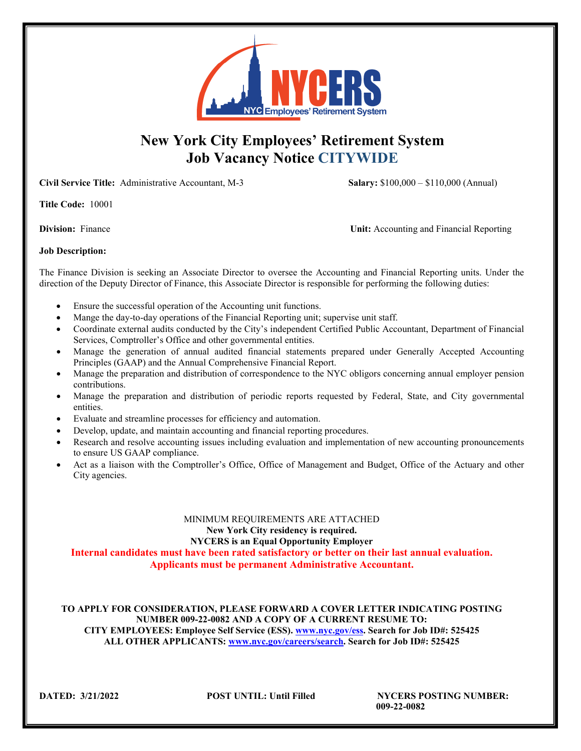# New York City Employees' Retirement System
## Job Vacancy Notice CITYWIDE

**Civil Service Title:** Administrative Accountant, M-3 **Salary:** $100,000 – $110,000 (Annual)

**Title Code:** 10001

**Division:** Finance **Unit:** Accounting and Financial Reporting

**Job Description:**

The Finance Division is seeking an Associate Director to oversee the Accounting and Financial Reporting units. Under the direction of the Deputy Director of Finance, this Associate Director is responsible for performing the following duties:

- Ensure the successful operation of the Accounting unit functions.
- Mange the day-to-day operations of the Financial Reporting unit; supervise unit staff.
- Coordinate external audits conducted by the City's independent Certified Public Accountant, Department of Financial Services, Comptroller's Office and other governmental entities.
- Manage the generation of annual audited financial statements prepared under Generally Accepted Accounting Principles (GAAP) and the Annual Comprehensive Financial Report.
- Manage the preparation and distribution of correspondence to the NYC obligors concerning annual employer pension contributions.
- Manage the preparation and distribution of periodic reports requested by Federal, State, and City governmental entities.
- Evaluate and streamline processes for efficiency and automation.
- Develop, update, and maintain accounting and financial reporting procedures.
- Research and resolve accounting issues including evaluation and implementation of new accounting pronouncements to ensure US GAAP compliance.
- Act as a liaison with the Comptroller's Office, Office of Management and Budget, Office of the Actuary and other City agencies.

MINIMUM REQUIREMENTS ARE ATTACHED

**New York City residency is required.**

**NYCERS is an Equal Opportunity Employer**

**Internal candidates must have been rated satisfactory or better on their last annual evaluation.**

**Applicants must be permanent Administrative Accountant.**

**TO APPLY FOR CONSIDERATION, PLEASE FORWARD A COVER LETTER INDICATING POSTING NUMBER 009-22-0082 AND A COPY OF A CURRENT RESUME TO:**

**CITY EMPLOYEES: Employee Self Service (ESS). www.nyc.gov/ess. Search for Job ID#: 525425**

**ALL OTHER APPLICANTS: www.nyc.gov/careers/search. Search for Job ID#: 525425**

**DATED: 3/21/2022** **POST UNTIL: Until Filled** **NYCERS POSTING NUMBER: 009-22-0082**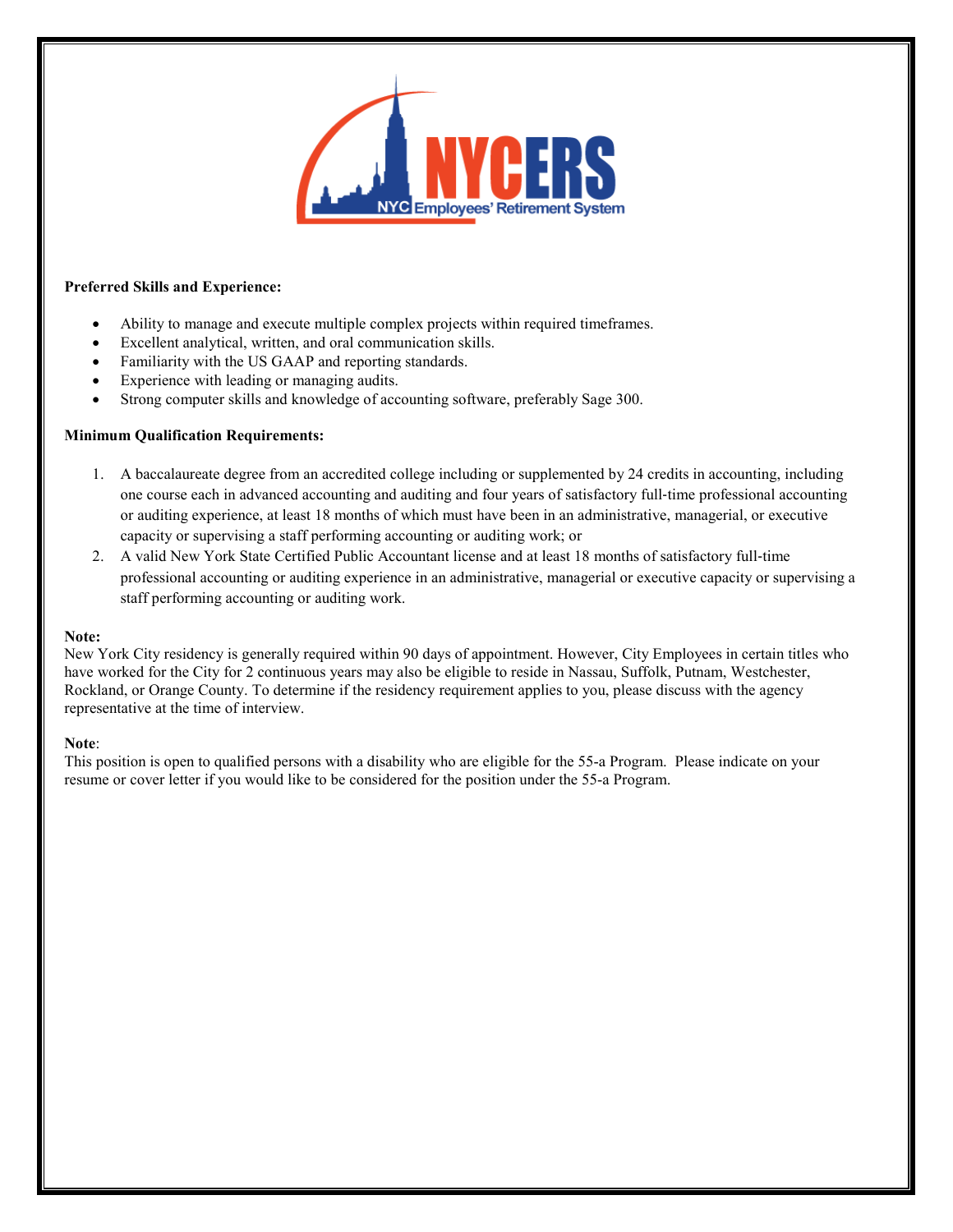**Preferred Skills and Experience:**

- Ability to manage and execute multiple complex projects within required timeframes.
- Excellent analytical, written, and oral communication skills.
- Familiarity with the US GAAP and reporting standards.
- Experience with leading or managing audits.
- Strong computer skills and knowledge of accounting software, preferably Sage 300.

**Minimum Qualification Requirements:**

1. A baccalaureate degree from an accredited college including or supplemented by 24 credits in accounting, including one course each in advanced accounting and auditing and four years of satisfactory full-time professional accounting or auditing experience, at least 18 months of which must have been in an administrative, managerial, or executive capacity or supervising a staff performing accounting or auditing work; or
2. A valid New York State Certified Public Accountant license and at least 18 months of satisfactory full-time professional accounting or auditing experience in an administrative, managerial or executive capacity or supervising a staff performing accounting or auditing work.

**Note:**
New York City residency is generally required within 90 days of appointment. However, City Employees in certain titles who have worked for the City for 2 continuous years may also be eligible to reside in Nassau, Suffolk, Putnam, Westchester, Rockland, or Orange County. To determine if the residency requirement applies to you, please discuss with the agency representative at the time of interview.

**Note**:
This position is open to qualified persons with a disability who are eligible for the 55-a Program. Please indicate on your resume or cover letter if you would like to be considered for the position under the 55-a Program.